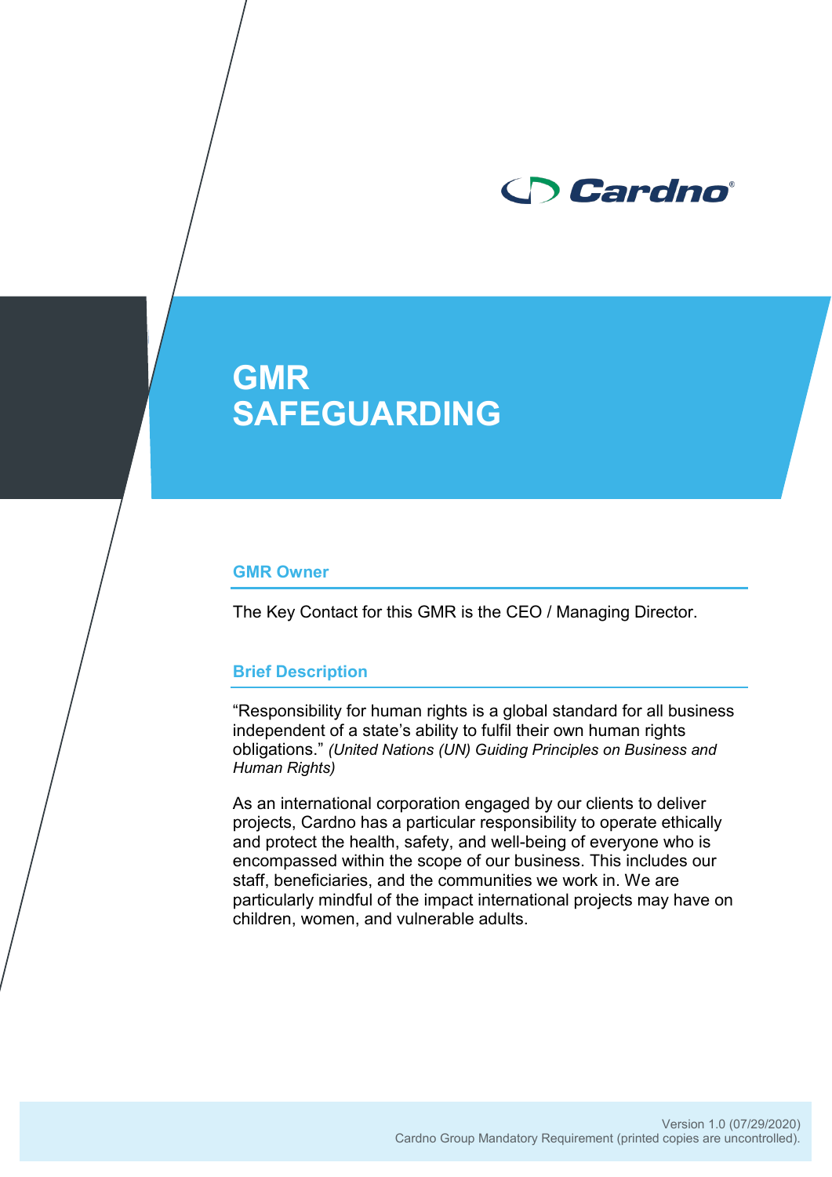# GMR SAFEGUARDING

## GMR Owner

The Key Contact for this GMR is the CEO / Managing Director.

## Brief Description

"Responsibility for human rights is a global standard for all business independent of a state's ability to fulfil their own human rights obligations." *(United Nations (UN) Guiding Principles on Business and Human Rights)*

As an international corporation engaged by our clients to deliver projects, Cardno has a particular responsibility to operate ethically and protect the health, safety, and well-being of everyone who is encompassed within the scope of our business. This includes our staff, beneficiaries, and the communities we work in. We are particularly mindful of the impact international projects may have on children, women, and vulnerable adults.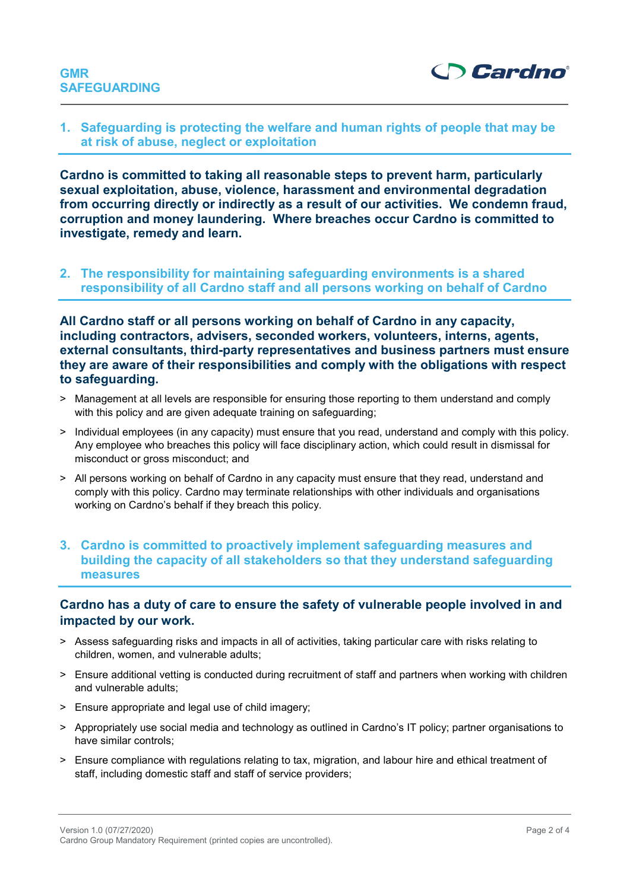## 1. Safeguarding is protecting the welfare and human rights of people that may be at risk of abuse, neglect or exploitation

**Cardno is committed to taking all reasonable steps to prevent harm, particularly sexual exploitation, abuse, violence, harassment and environmental degradation from occurring directly or indirectly as a result of our activities. We condemn fraud, corruption and money laundering. Where breaches occur Cardno is committed to investigate, remedy and learn.**

## 2. The responsibility for maintaining safeguarding environments is a shared responsibility of all Cardno staff and all persons working on behalf of Cardno

**All Cardno staff or all persons working on behalf of Cardno in any capacity, including contractors, advisers, seconded workers, volunteers, interns, agents, external consultants, third-party representatives and business partners must ensure they are aware of their responsibilities and comply with the obligations with respect to safeguarding.**

> Management at all levels are responsible for ensuring those reporting to them understand and comply with this policy and are given adequate training on safeguarding;

> Individual employees (in any capacity) must ensure that you read, understand and comply with this policy. Any employee who breaches this policy will face disciplinary action, which could result in dismissal for misconduct or gross misconduct; and

> All persons working on behalf of Cardno in any capacity must ensure that they read, understand and comply with this policy. Cardno may terminate relationships with other individuals and organisations working on Cardno's behalf if they breach this policy.

## 3. Cardno is committed to proactively implement safeguarding measures and building the capacity of all stakeholders so that they understand safeguarding measures

### Cardno has a duty of care to ensure the safety of vulnerable people involved in and impacted by our work.

> Assess safeguarding risks and impacts in all of activities, taking particular care with risks relating to children, women, and vulnerable adults;

> Ensure additional vetting is conducted during recruitment of staff and partners when working with children and vulnerable adults;

> Ensure appropriate and legal use of child imagery;

> Appropriately use social media and technology as outlined in Cardno's IT policy; partner organisations to have similar controls;

> Ensure compliance with regulations relating to tax, migration, and labour hire and ethical treatment of staff, including domestic staff and staff of service providers;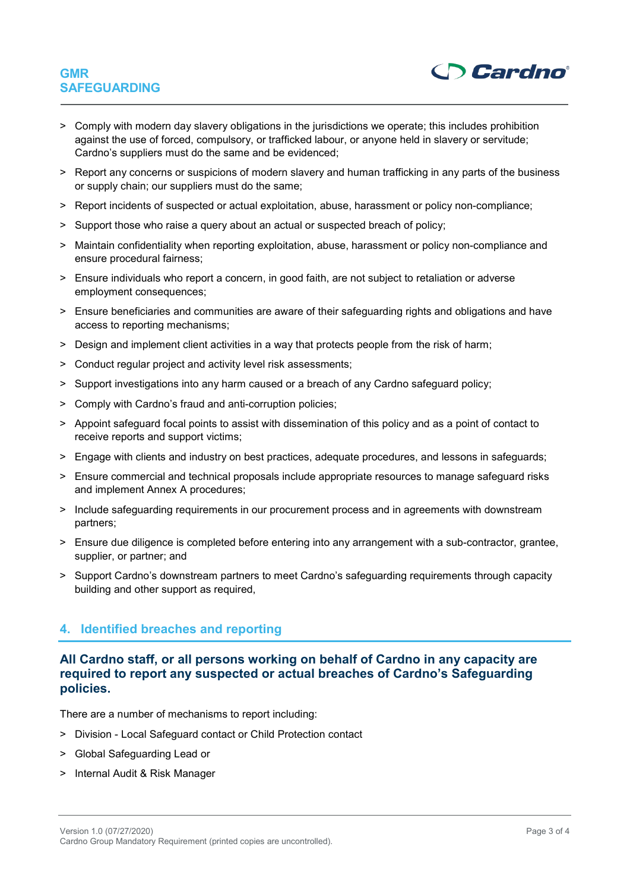- Comply with modern day slavery obligations in the jurisdictions we operate; this includes prohibition against the use of forced, compulsory, or trafficked labour, or anyone held in slavery or servitude; Cardno's suppliers must do the same and be evidenced;
- Report any concerns or suspicions of modern slavery and human trafficking in any parts of the business or supply chain; our suppliers must do the same;
- Report incidents of suspected or actual exploitation, abuse, harassment or policy non-compliance;
- Support those who raise a query about an actual or suspected breach of policy;
- Maintain confidentiality when reporting exploitation, abuse, harassment or policy non-compliance and ensure procedural fairness;
- Ensure individuals who report a concern, in good faith, are not subject to retaliation or adverse employment consequences;
- Ensure beneficiaries and communities are aware of their safeguarding rights and obligations and have access to reporting mechanisms;
- Design and implement client activities in a way that protects people from the risk of harm;
- Conduct regular project and activity level risk assessments;
- Support investigations into any harm caused or a breach of any Cardno safeguard policy;
- Comply with Cardno's fraud and anti-corruption policies;
- Appoint safeguard focal points to assist with dissemination of this policy and as a point of contact to receive reports and support victims;
- Engage with clients and industry on best practices, adequate procedures, and lessons in safeguards;
- Ensure commercial and technical proposals include appropriate resources to manage safeguard risks and implement Annex A procedures;
- Include safeguarding requirements in our procurement process and in agreements with downstream partners;
- Ensure due diligence is completed before entering into any arrangement with a sub-contractor, grantee, supplier, or partner; and
- Support Cardno's downstream partners to meet Cardno's safeguarding requirements through capacity building and other support as required,

## 4. Identified breaches and reporting

### All Cardno staff, or all persons working on behalf of Cardno in any capacity are required to report any suspected or actual breaches of Cardno's Safeguarding policies.

There are a number of mechanisms to report including:

- Division - Local Safeguard contact or Child Protection contact
- Global Safeguarding Lead or
- Internal Audit & Risk Manager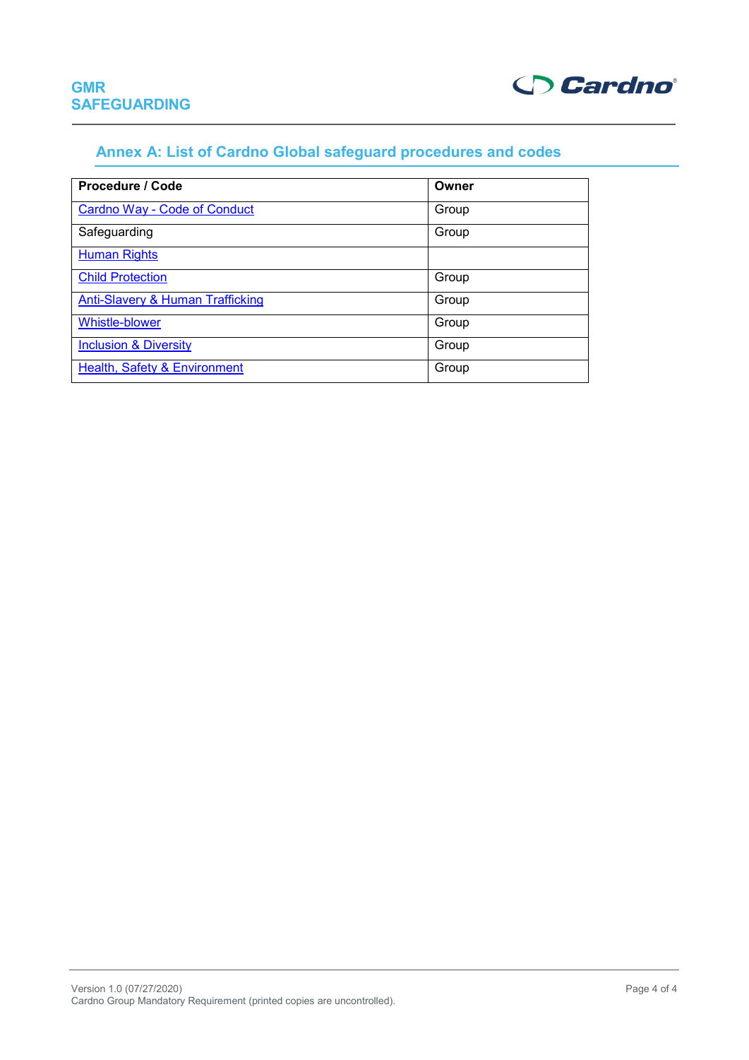## Annex A: List of Cardno Global safeguard procedures and codes

| Procedure / Code | Owner |
|---|---|
| Cardno Way - Code of Conduct | Group |
| Safeguarding | Group |
| Human Rights | |
| Child Protection | Group |
| Anti-Slavery & Human Trafficking | Group |
| Whistle-blower | Group |
| Inclusion & Diversity | Group |
| Health, Safety & Environment | Group |